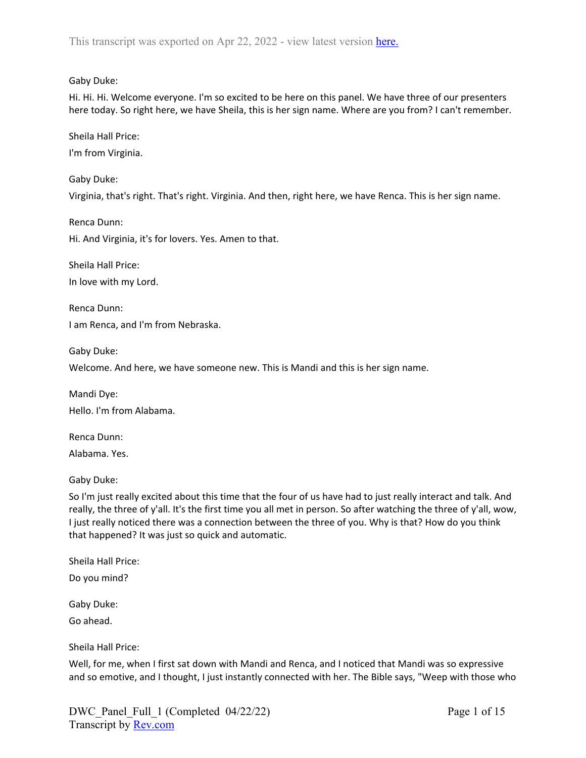This transcript was exported on Apr 22, 2022 - view latest version [here.]()

Gaby Duke:

Hi. Hi. Hi. Welcome everyone. I'm so excited to be here on this panel. We have three of our presenters here today. So right here, we have Sheila, this is her sign name. Where are you from? I can't remember.

Sheila Hall Price:

I'm from Virginia.

Gaby Duke:

Virginia, that's right. That's right. Virginia. And then, right here, we have Renca. This is her sign name.

Renca Dunn:

Hi. And Virginia, it's for lovers. Yes. Amen to that.

Sheila Hall Price:

In love with my Lord.

Renca Dunn:

I am Renca, and I'm from Nebraska.

Gaby Duke:

Welcome. And here, we have someone new. This is Mandi and this is her sign name.

Mandi Dye:

Hello. I'm from Alabama.

Renca Dunn:

Alabama. Yes.

Gaby Duke:

So I'm just really excited about this time that the four of us have had to just really interact and talk. And really, the three of y'all. It's the first time you all met in person. So after watching the three of y'all, wow, I just really noticed there was a connection between the three of you. Why is that? How do you think that happened? It was just so quick and automatic.

Sheila Hall Price:

Do you mind?

Gaby Duke:

Go ahead.

Sheila Hall Price:

Well, for me, when I first sat down with Mandi and Renca, and I noticed that Mandi was so expressive and so emotive, and I thought, I just instantly connected with her. The Bible says, "Weep with those who

DWC_Panel_Full_1 (Completed 04/22/22)
Transcript by [Rev.com]()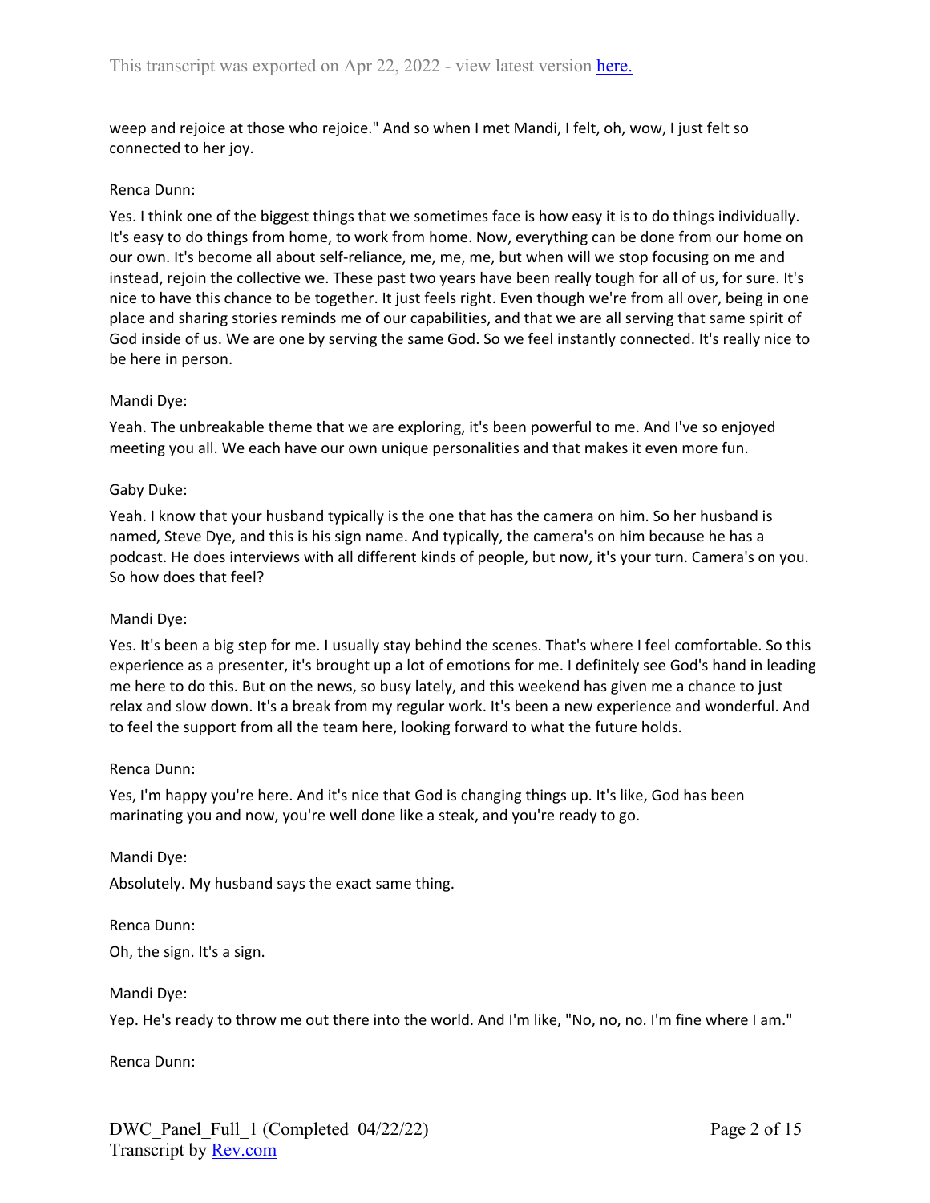weep and rejoice at those who rejoice." And so when I met Mandi, I felt, oh, wow, I just felt so connected to her joy.

Renca Dunn:

Yes. I think one of the biggest things that we sometimes face is how easy it is to do things individually. It's easy to do things from home, to work from home. Now, everything can be done from our home on our own. It's become all about self-reliance, me, me, me, but when will we stop focusing on me and instead, rejoin the collective we. These past two years have been really tough for all of us, for sure. It's nice to have this chance to be together. It just feels right. Even though we're from all over, being in one place and sharing stories reminds me of our capabilities, and that we are all serving that same spirit of God inside of us. We are one by serving the same God. So we feel instantly connected. It's really nice to be here in person.

Mandi Dye:

Yeah. The unbreakable theme that we are exploring, it's been powerful to me. And I've so enjoyed meeting you all. We each have our own unique personalities and that makes it even more fun.

Gaby Duke:

Yeah. I know that your husband typically is the one that has the camera on him. So her husband is named, Steve Dye, and this is his sign name. And typically, the camera's on him because he has a podcast. He does interviews with all different kinds of people, but now, it's your turn. Camera's on you. So how does that feel?

Mandi Dye:

Yes. It's been a big step for me. I usually stay behind the scenes. That's where I feel comfortable. So this experience as a presenter, it's brought up a lot of emotions for me. I definitely see God's hand in leading me here to do this. But on the news, so busy lately, and this weekend has given me a chance to just relax and slow down. It's a break from my regular work. It's been a new experience and wonderful. And to feel the support from all the team here, looking forward to what the future holds.

Renca Dunn:

Yes, I'm happy you're here. And it's nice that God is changing things up. It's like, God has been marinating you and now, you're well done like a steak, and you're ready to go.

Mandi Dye:

Absolutely. My husband says the exact same thing.

Renca Dunn:

Oh, the sign. It's a sign.

Mandi Dye:

Yep. He's ready to throw me out there into the world. And I'm like, "No, no, no. I'm fine where I am."

Renca Dunn: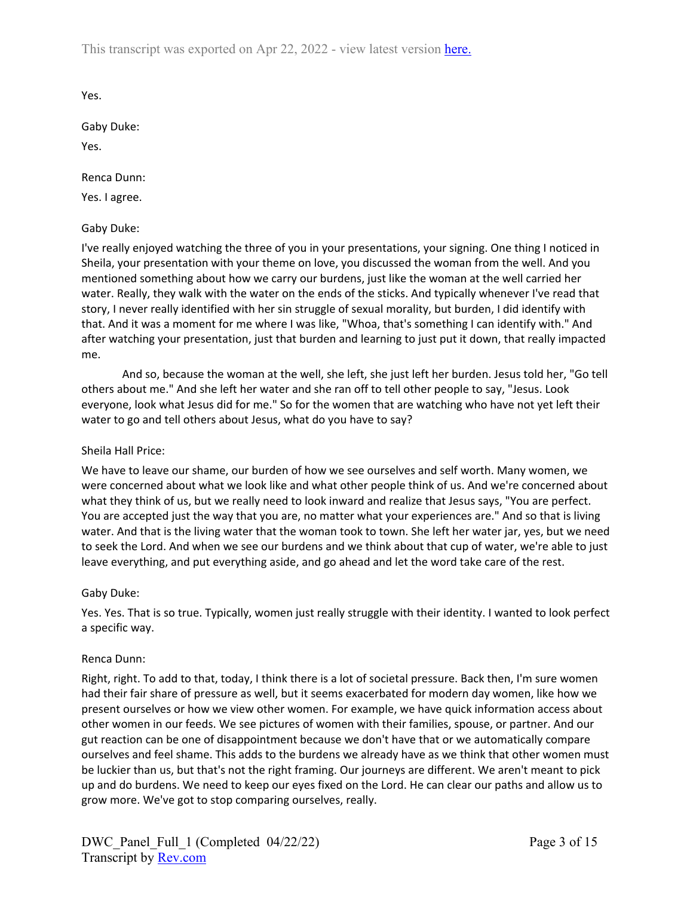Yes.

Gaby Duke:

Yes.

Renca Dunn:

Yes. I agree.

Gaby Duke:

I've really enjoyed watching the three of you in your presentations, your signing. One thing I noticed in Sheila, your presentation with your theme on love, you discussed the woman from the well. And you mentioned something about how we carry our burdens, just like the woman at the well carried her water. Really, they walk with the water on the ends of the sticks. And typically whenever I've read that story, I never really identified with her sin struggle of sexual morality, but burden, I did identify with that. And it was a moment for me where I was like, "Whoa, that's something I can identify with." And after watching your presentation, just that burden and learning to just put it down, that really impacted me.

And so, because the woman at the well, she left, she just left her burden. Jesus told her, "Go tell others about me." And she left her water and she ran off to tell other people to say, "Jesus. Look everyone, look what Jesus did for me." So for the women that are watching who have not yet left their water to go and tell others about Jesus, what do you have to say?

Sheila Hall Price:

We have to leave our shame, our burden of how we see ourselves and self worth. Many women, we were concerned about what we look like and what other people think of us. And we're concerned about what they think of us, but we really need to look inward and realize that Jesus says, "You are perfect. You are accepted just the way that you are, no matter what your experiences are." And so that is living water. And that is the living water that the woman took to town. She left her water jar, yes, but we need to seek the Lord. And when we see our burdens and we think about that cup of water, we're able to just leave everything, and put everything aside, and go ahead and let the word take care of the rest.

Gaby Duke:

Yes. Yes. That is so true. Typically, women just really struggle with their identity. I wanted to look perfect a specific way.

Renca Dunn:

Right, right. To add to that, today, I think there is a lot of societal pressure. Back then, I'm sure women had their fair share of pressure as well, but it seems exacerbated for modern day women, like how we present ourselves or how we view other women. For example, we have quick information access about other women in our feeds. We see pictures of women with their families, spouse, or partner. And our gut reaction can be one of disappointment because we don't have that or we automatically compare ourselves and feel shame. This adds to the burdens we already have as we think that other women must be luckier than us, but that's not the right framing. Our journeys are different. We aren't meant to pick up and do burdens. We need to keep our eyes fixed on the Lord. He can clear our paths and allow us to grow more. We've got to stop comparing ourselves, really.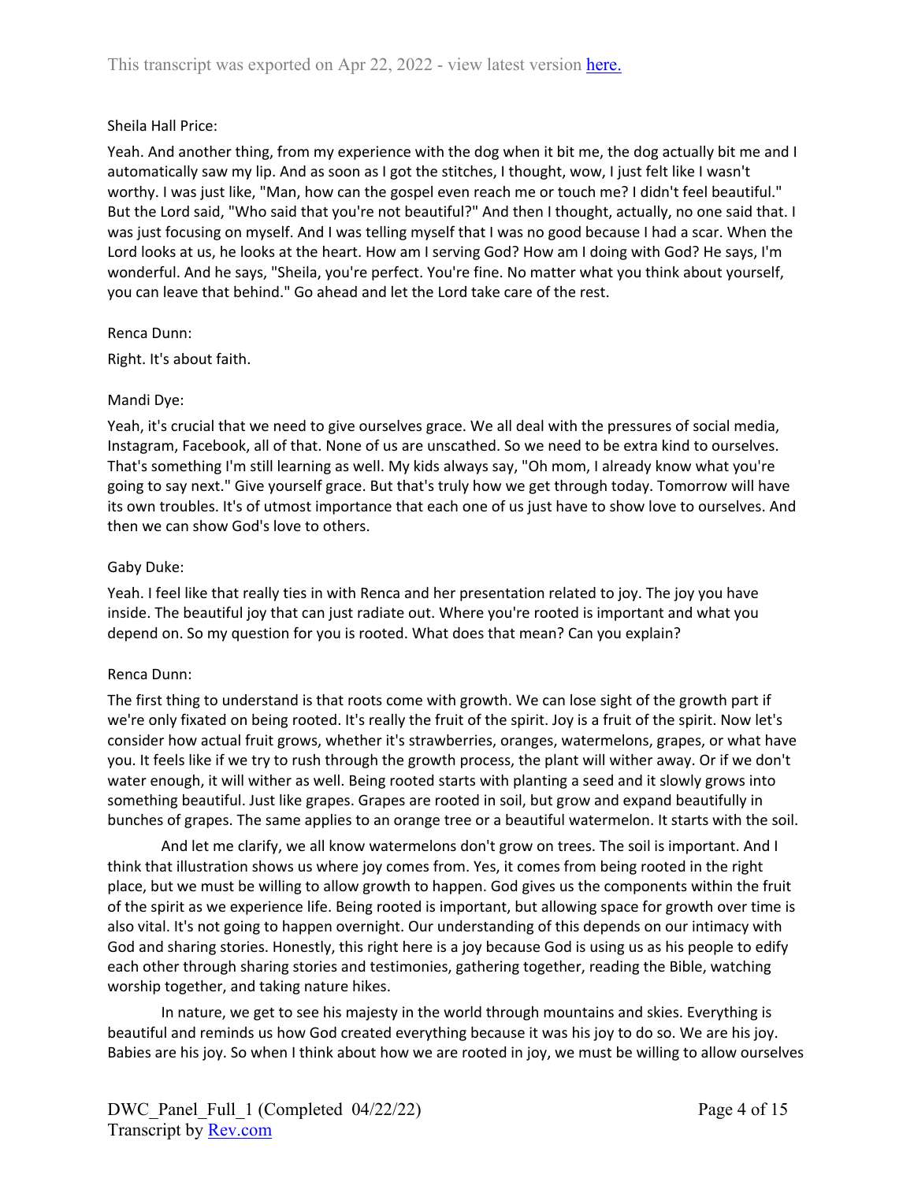Sheila Hall Price:

Yeah. And another thing, from my experience with the dog when it bit me, the dog actually bit me and I automatically saw my lip. And as soon as I got the stitches, I thought, wow, I just felt like I wasn't worthy. I was just like, "Man, how can the gospel even reach me or touch me? I didn't feel beautiful." But the Lord said, "Who said that you're not beautiful?" And then I thought, actually, no one said that. I was just focusing on myself. And I was telling myself that I was no good because I had a scar. When the Lord looks at us, he looks at the heart. How am I serving God? How am I doing with God? He says, I'm wonderful. And he says, "Sheila, you're perfect. You're fine. No matter what you think about yourself, you can leave that behind." Go ahead and let the Lord take care of the rest.

Renca Dunn:

Right. It's about faith.

Mandi Dye:

Yeah, it's crucial that we need to give ourselves grace. We all deal with the pressures of social media, Instagram, Facebook, all of that. None of us are unscathed. So we need to be extra kind to ourselves. That's something I'm still learning as well. My kids always say, "Oh mom, I already know what you're going to say next." Give yourself grace. But that's truly how we get through today. Tomorrow will have its own troubles. It's of utmost importance that each one of us just have to show love to ourselves. And then we can show God's love to others.

Gaby Duke:

Yeah. I feel like that really ties in with Renca and her presentation related to joy. The joy you have inside. The beautiful joy that can just radiate out. Where you're rooted is important and what you depend on. So my question for you is rooted. What does that mean? Can you explain?

Renca Dunn:

The first thing to understand is that roots come with growth. We can lose sight of the growth part if we're only fixated on being rooted. It's really the fruit of the spirit. Joy is a fruit of the spirit. Now let's consider how actual fruit grows, whether it's strawberries, oranges, watermelons, grapes, or what have you. It feels like if we try to rush through the growth process, the plant will wither away. Or if we don't water enough, it will wither as well. Being rooted starts with planting a seed and it slowly grows into something beautiful. Just like grapes. Grapes are rooted in soil, but grow and expand beautifully in bunches of grapes. The same applies to an orange tree or a beautiful watermelon. It starts with the soil.

And let me clarify, we all know watermelons don't grow on trees. The soil is important. And I think that illustration shows us where joy comes from. Yes, it comes from being rooted in the right place, but we must be willing to allow growth to happen. God gives us the components within the fruit of the spirit as we experience life. Being rooted is important, but allowing space for growth over time is also vital. It's not going to happen overnight. Our understanding of this depends on our intimacy with God and sharing stories. Honestly, this right here is a joy because God is using us as his people to edify each other through sharing stories and testimonies, gathering together, reading the Bible, watching worship together, and taking nature hikes.

In nature, we get to see his majesty in the world through mountains and skies. Everything is beautiful and reminds us how God created everything because it was his joy to do so. We are his joy. Babies are his joy. So when I think about how we are rooted in joy, we must be willing to allow ourselves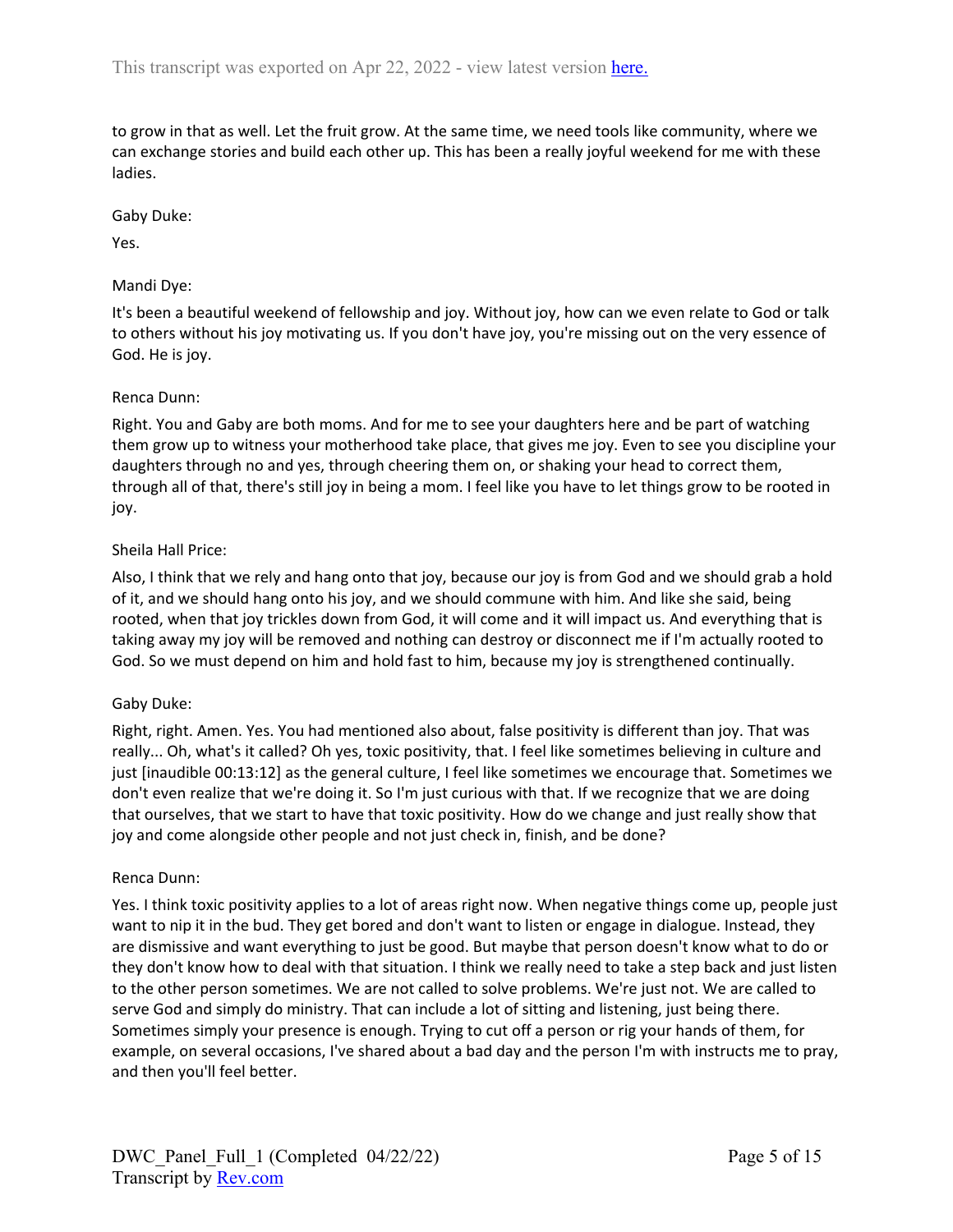to grow in that as well. Let the fruit grow. At the same time, we need tools like community, where we can exchange stories and build each other up. This has been a really joyful weekend for me with these ladies.

Gaby Duke:

Yes.

Mandi Dye:

It's been a beautiful weekend of fellowship and joy. Without joy, how can we even relate to God or talk to others without his joy motivating us. If you don't have joy, you're missing out on the very essence of God. He is joy.

Renca Dunn:

Right. You and Gaby are both moms. And for me to see your daughters here and be part of watching them grow up to witness your motherhood take place, that gives me joy. Even to see you discipline your daughters through no and yes, through cheering them on, or shaking your head to correct them, through all of that, there's still joy in being a mom. I feel like you have to let things grow to be rooted in joy.

Sheila Hall Price:

Also, I think that we rely and hang onto that joy, because our joy is from God and we should grab a hold of it, and we should hang onto his joy, and we should commune with him. And like she said, being rooted, when that joy trickles down from God, it will come and it will impact us. And everything that is taking away my joy will be removed and nothing can destroy or disconnect me if I'm actually rooted to God. So we must depend on him and hold fast to him, because my joy is strengthened continually.

Gaby Duke:

Right, right. Amen. Yes. You had mentioned also about, false positivity is different than joy. That was really... Oh, what's it called? Oh yes, toxic positivity, that. I feel like sometimes believing in culture and just [inaudible 00:13:12] as the general culture, I feel like sometimes we encourage that. Sometimes we don't even realize that we're doing it. So I'm just curious with that. If we recognize that we are doing that ourselves, that we start to have that toxic positivity. How do we change and just really show that joy and come alongside other people and not just check in, finish, and be done?

Renca Dunn:

Yes. I think toxic positivity applies to a lot of areas right now. When negative things come up, people just want to nip it in the bud. They get bored and don't want to listen or engage in dialogue. Instead, they are dismissive and want everything to just be good. But maybe that person doesn't know what to do or they don't know how to deal with that situation. I think we really need to take a step back and just listen to the other person sometimes. We are not called to solve problems. We're just not. We are called to serve God and simply do ministry. That can include a lot of sitting and listening, just being there. Sometimes simply your presence is enough. Trying to cut off a person or rig your hands of them, for example, on several occasions, I've shared about a bad day and the person I'm with instructs me to pray, and then you'll feel better.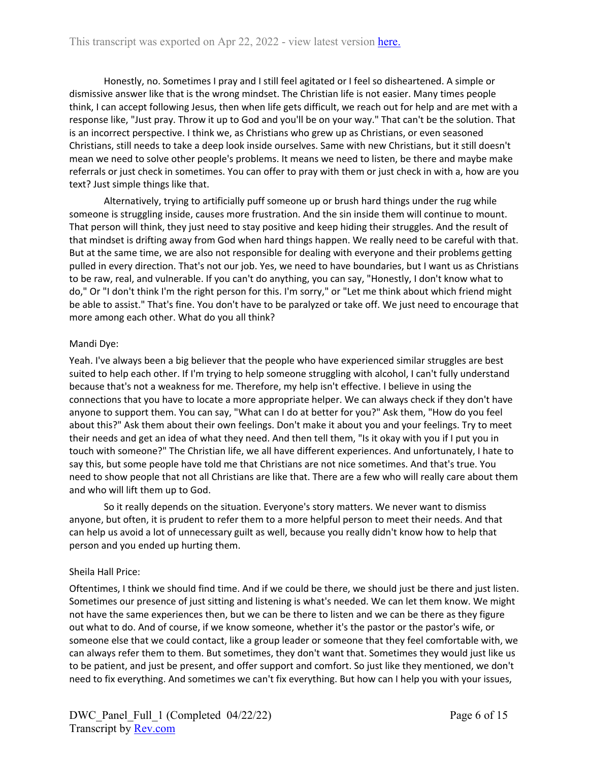Honestly, no. Sometimes I pray and I still feel agitated or I feel so disheartened. A simple or dismissive answer like that is the wrong mindset. The Christian life is not easier. Many times people think, I can accept following Jesus, then when life gets difficult, we reach out for help and are met with a response like, "Just pray. Throw it up to God and you'll be on your way." That can't be the solution. That is an incorrect perspective. I think we, as Christians who grew up as Christians, or even seasoned Christians, still needs to take a deep look inside ourselves. Same with new Christians, but it still doesn't mean we need to solve other people's problems. It means we need to listen, be there and maybe make referrals or just check in sometimes. You can offer to pray with them or just check in with a, how are you text? Just simple things like that.

Alternatively, trying to artificially puff someone up or brush hard things under the rug while someone is struggling inside, causes more frustration. And the sin inside them will continue to mount. That person will think, they just need to stay positive and keep hiding their struggles. And the result of that mindset is drifting away from God when hard things happen. We really need to be careful with that. But at the same time, we are also not responsible for dealing with everyone and their problems getting pulled in every direction. That's not our job. Yes, we need to have boundaries, but I want us as Christians to be raw, real, and vulnerable. If you can't do anything, you can say, "Honestly, I don't know what to do," Or "I don't think I'm the right person for this. I'm sorry," or "Let me think about which friend might be able to assist." That's fine. You don't have to be paralyzed or take off. We just need to encourage that more among each other. What do you all think?

Mandi Dye:

Yeah. I've always been a big believer that the people who have experienced similar struggles are best suited to help each other. If I'm trying to help someone struggling with alcohol, I can't fully understand because that's not a weakness for me. Therefore, my help isn't effective. I believe in using the connections that you have to locate a more appropriate helper. We can always check if they don't have anyone to support them. You can say, "What can I do at better for you?" Ask them, "How do you feel about this?" Ask them about their own feelings. Don't make it about you and your feelings. Try to meet their needs and get an idea of what they need. And then tell them, "Is it okay with you if I put you in touch with someone?" The Christian life, we all have different experiences. And unfortunately, I hate to say this, but some people have told me that Christians are not nice sometimes. And that's true. You need to show people that not all Christians are like that. There are a few who will really care about them and who will lift them up to God.

So it really depends on the situation. Everyone's story matters. We never want to dismiss anyone, but often, it is prudent to refer them to a more helpful person to meet their needs. And that can help us avoid a lot of unnecessary guilt as well, because you really didn't know how to help that person and you ended up hurting them.

Sheila Hall Price:

Oftentimes, I think we should find time. And if we could be there, we should just be there and just listen. Sometimes our presence of just sitting and listening is what's needed. We can let them know. We might not have the same experiences then, but we can be there to listen and we can be there as they figure out what to do. And of course, if we know someone, whether it's the pastor or the pastor's wife, or someone else that we could contact, like a group leader or someone that they feel comfortable with, we can always refer them to them. But sometimes, they don't want that. Sometimes they would just like us to be patient, and just be present, and offer support and comfort. So just like they mentioned, we don't need to fix everything. And sometimes we can't fix everything. But how can I help you with your issues,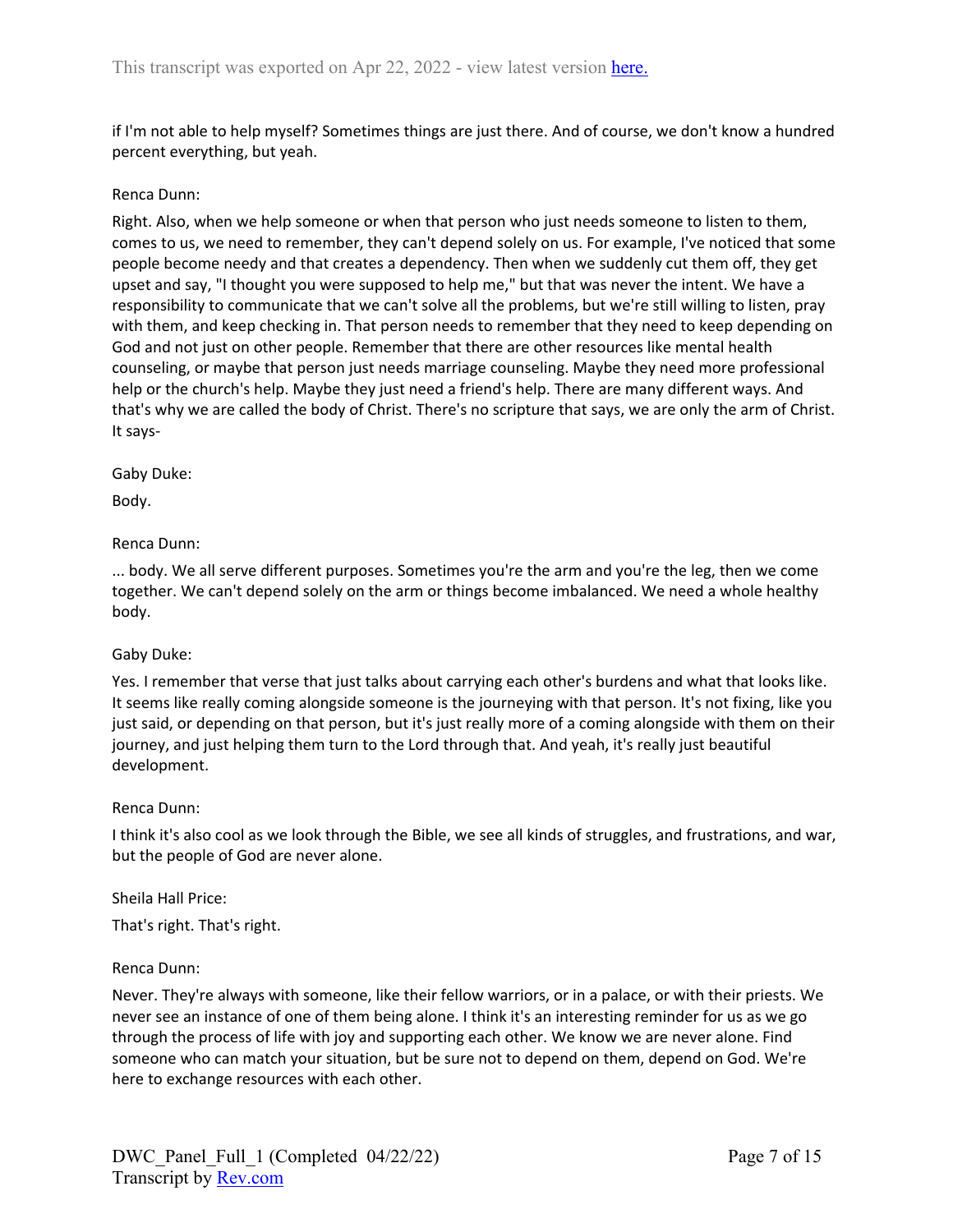if I'm not able to help myself? Sometimes things are just there. And of course, we don't know a hundred percent everything, but yeah.

Renca Dunn:

Right. Also, when we help someone or when that person who just needs someone to listen to them, comes to us, we need to remember, they can't depend solely on us. For example, I've noticed that some people become needy and that creates a dependency. Then when we suddenly cut them off, they get upset and say, "I thought you were supposed to help me," but that was never the intent. We have a responsibility to communicate that we can't solve all the problems, but we're still willing to listen, pray with them, and keep checking in. That person needs to remember that they need to keep depending on God and not just on other people. Remember that there are other resources like mental health counseling, or maybe that person just needs marriage counseling. Maybe they need more professional help or the church's help. Maybe they just need a friend's help. There are many different ways. And that's why we are called the body of Christ. There's no scripture that says, we are only the arm of Christ. It says-

Gaby Duke:

Body.

Renca Dunn:

... body. We all serve different purposes. Sometimes you're the arm and you're the leg, then we come together. We can't depend solely on the arm or things become imbalanced. We need a whole healthy body.

Gaby Duke:

Yes. I remember that verse that just talks about carrying each other's burdens and what that looks like. It seems like really coming alongside someone is the journeying with that person. It's not fixing, like you just said, or depending on that person, but it's just really more of a coming alongside with them on their journey, and just helping them turn to the Lord through that. And yeah, it's really just beautiful development.

Renca Dunn:

I think it's also cool as we look through the Bible, we see all kinds of struggles, and frustrations, and war, but the people of God are never alone.

Sheila Hall Price:

That's right. That's right.

Renca Dunn:

Never. They're always with someone, like their fellow warriors, or in a palace, or with their priests. We never see an instance of one of them being alone. I think it's an interesting reminder for us as we go through the process of life with joy and supporting each other. We know we are never alone. Find someone who can match your situation, but be sure not to depend on them, depend on God. We're here to exchange resources with each other.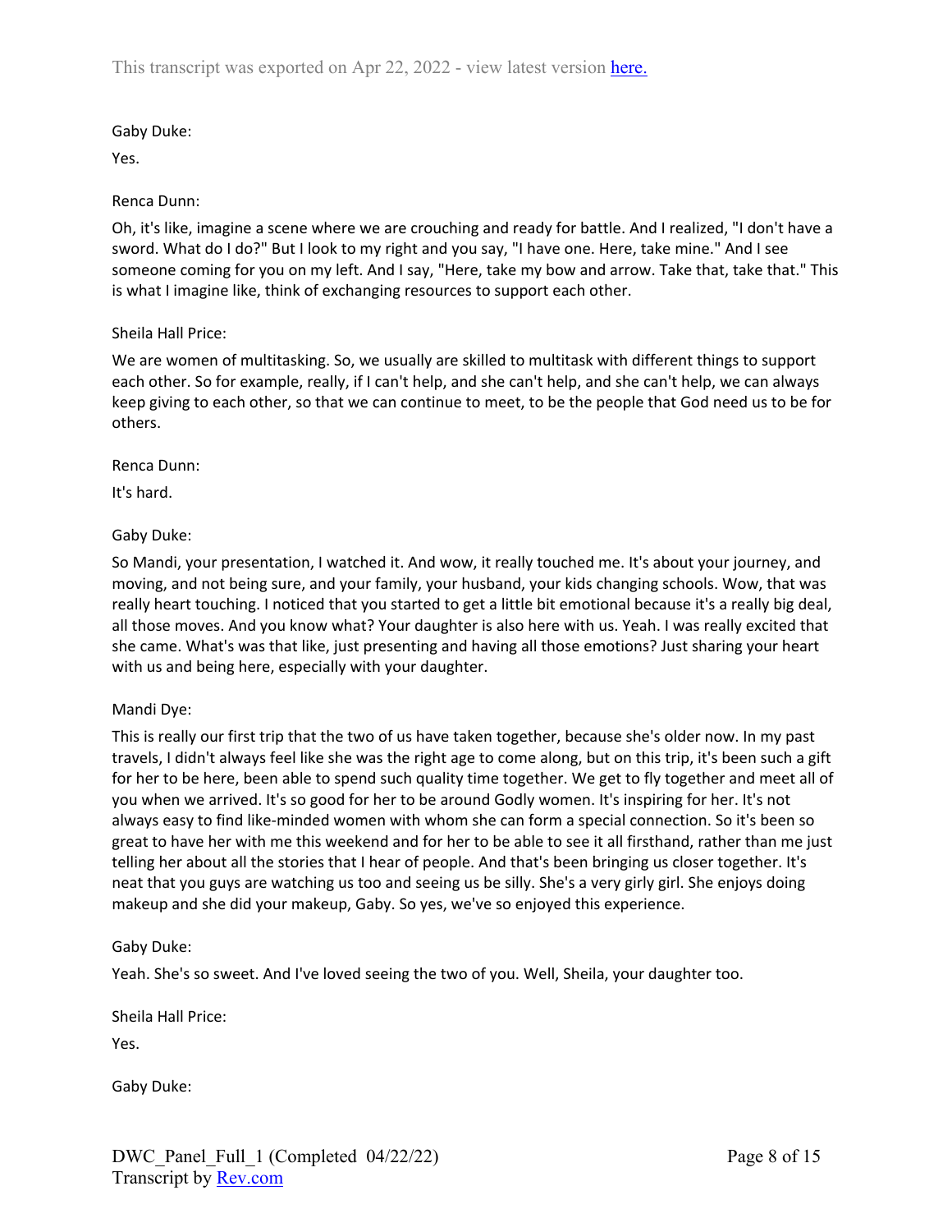Gaby Duke:

Yes.

Renca Dunn:

Oh, it's like, imagine a scene where we are crouching and ready for battle. And I realized, "I don't have a sword. What do I do?" But I look to my right and you say, "I have one. Here, take mine." And I see someone coming for you on my left. And I say, "Here, take my bow and arrow. Take that, take that." This is what I imagine like, think of exchanging resources to support each other.

Sheila Hall Price:

We are women of multitasking. So, we usually are skilled to multitask with different things to support each other. So for example, really, if I can't help, and she can't help, and she can't help, we can always keep giving to each other, so that we can continue to meet, to be the people that God need us to be for others.

Renca Dunn:

It's hard.

Gaby Duke:

So Mandi, your presentation, I watched it. And wow, it really touched me. It's about your journey, and moving, and not being sure, and your family, your husband, your kids changing schools. Wow, that was really heart touching. I noticed that you started to get a little bit emotional because it's a really big deal, all those moves. And you know what? Your daughter is also here with us. Yeah. I was really excited that she came. What's was that like, just presenting and having all those emotions? Just sharing your heart with us and being here, especially with your daughter.

Mandi Dye:

This is really our first trip that the two of us have taken together, because she's older now. In my past travels, I didn't always feel like she was the right age to come along, but on this trip, it's been such a gift for her to be here, been able to spend such quality time together. We get to fly together and meet all of you when we arrived. It's so good for her to be around Godly women. It's inspiring for her. It's not always easy to find like-minded women with whom she can form a special connection. So it's been so great to have her with me this weekend and for her to be able to see it all firsthand, rather than me just telling her about all the stories that I hear of people. And that's been bringing us closer together. It's neat that you guys are watching us too and seeing us be silly. She's a very girly girl. She enjoys doing makeup and she did your makeup, Gaby. So yes, we've so enjoyed this experience.

Gaby Duke:

Yeah. She's so sweet. And I've loved seeing the two of you. Well, Sheila, your daughter too.

Sheila Hall Price:

Yes.

Gaby Duke: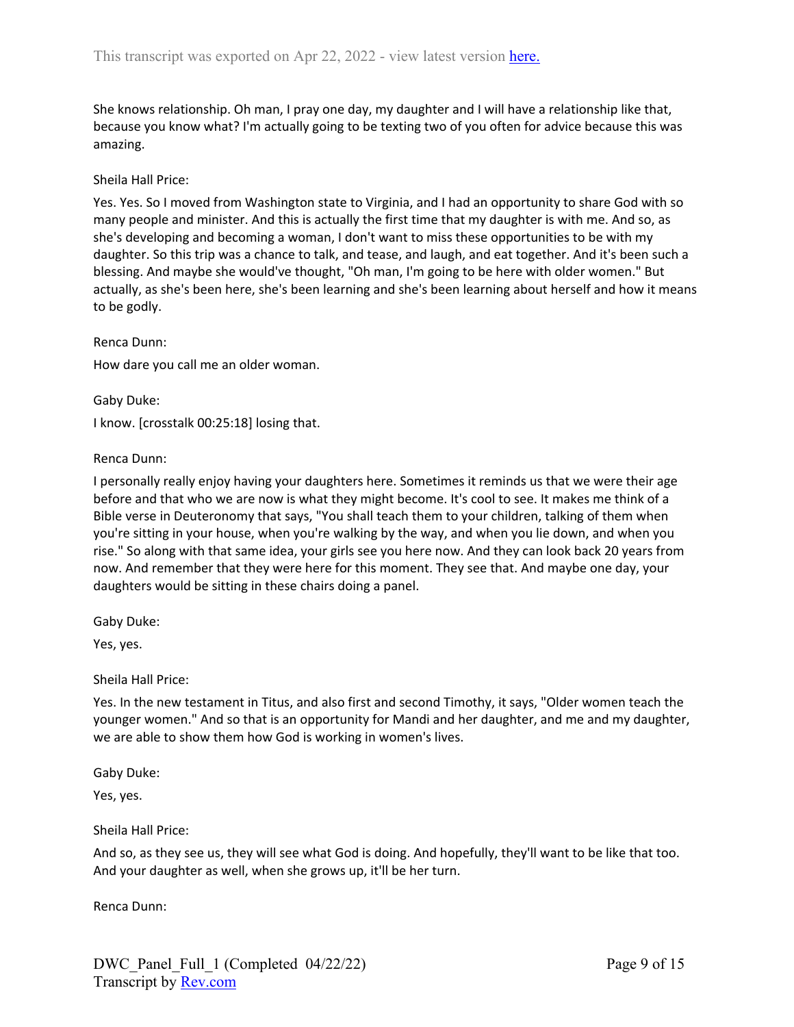She knows relationship. Oh man, I pray one day, my daughter and I will have a relationship like that, because you know what? I'm actually going to be texting two of you often for advice because this was amazing.

Sheila Hall Price:

Yes. Yes. So I moved from Washington state to Virginia, and I had an opportunity to share God with so many people and minister. And this is actually the first time that my daughter is with me. And so, as she's developing and becoming a woman, I don't want to miss these opportunities to be with my daughter. So this trip was a chance to talk, and tease, and laugh, and eat together. And it's been such a blessing. And maybe she would've thought, "Oh man, I'm going to be here with older women." But actually, as she's been here, she's been learning and she's been learning about herself and how it means to be godly.

Renca Dunn:

How dare you call me an older woman.

Gaby Duke:

I know. [crosstalk 00:25:18] losing that.

Renca Dunn:

I personally really enjoy having your daughters here. Sometimes it reminds us that we were their age before and that who we are now is what they might become. It's cool to see. It makes me think of a Bible verse in Deuteronomy that says, "You shall teach them to your children, talking of them when you're sitting in your house, when you're walking by the way, and when you lie down, and when you rise." So along with that same idea, your girls see you here now. And they can look back 20 years from now. And remember that they were here for this moment. They see that. And maybe one day, your daughters would be sitting in these chairs doing a panel.

Gaby Duke:

Yes, yes.

Sheila Hall Price:

Yes. In the new testament in Titus, and also first and second Timothy, it says, "Older women teach the younger women." And so that is an opportunity for Mandi and her daughter, and me and my daughter, we are able to show them how God is working in women's lives.

Gaby Duke:

Yes, yes.

Sheila Hall Price:

And so, as they see us, they will see what God is doing. And hopefully, they'll want to be like that too. And your daughter as well, when she grows up, it'll be her turn.

Renca Dunn: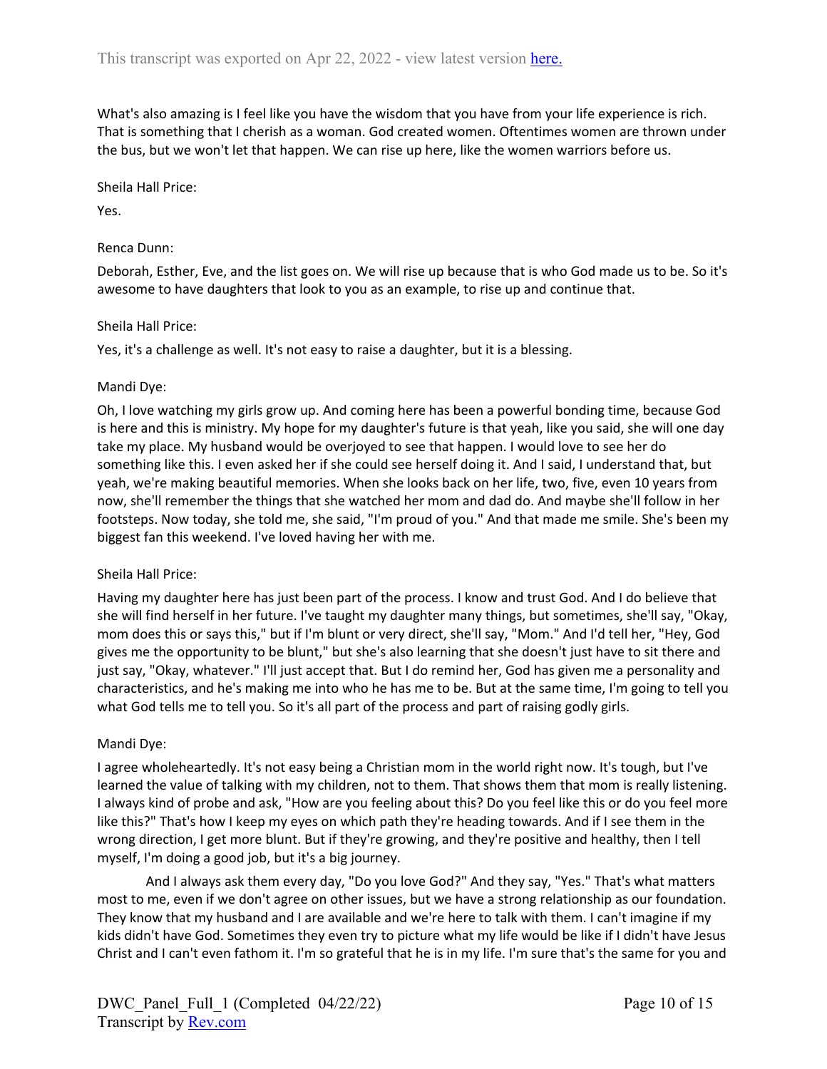What's also amazing is I feel like you have the wisdom that you have from your life experience is rich. That is something that I cherish as a woman. God created women. Oftentimes women are thrown under the bus, but we won't let that happen. We can rise up here, like the women warriors before us.

Sheila Hall Price:

Yes.

Renca Dunn:

Deborah, Esther, Eve, and the list goes on. We will rise up because that is who God made us to be. So it's awesome to have daughters that look to you as an example, to rise up and continue that.

Sheila Hall Price:

Yes, it's a challenge as well. It's not easy to raise a daughter, but it is a blessing.

Mandi Dye:

Oh, I love watching my girls grow up. And coming here has been a powerful bonding time, because God is here and this is ministry. My hope for my daughter's future is that yeah, like you said, she will one day take my place. My husband would be overjoyed to see that happen. I would love to see her do something like this. I even asked her if she could see herself doing it. And I said, I understand that, but yeah, we're making beautiful memories. When she looks back on her life, two, five, even 10 years from now, she'll remember the things that she watched her mom and dad do. And maybe she'll follow in her footsteps. Now today, she told me, she said, "I'm proud of you." And that made me smile. She's been my biggest fan this weekend. I've loved having her with me.

Sheila Hall Price:

Having my daughter here has just been part of the process. I know and trust God. And I do believe that she will find herself in her future. I've taught my daughter many things, but sometimes, she'll say, "Okay, mom does this or says this," but if I'm blunt or very direct, she'll say, "Mom." And I'd tell her, "Hey, God gives me the opportunity to be blunt," but she's also learning that she doesn't just have to sit there and just say, "Okay, whatever." I'll just accept that. But I do remind her, God has given me a personality and characteristics, and he's making me into who he has me to be. But at the same time, I'm going to tell you what God tells me to tell you. So it's all part of the process and part of raising godly girls.

Mandi Dye:

I agree wholeheartedly. It's not easy being a Christian mom in the world right now. It's tough, but I've learned the value of talking with my children, not to them. That shows them that mom is really listening. I always kind of probe and ask, "How are you feeling about this? Do you feel like this or do you feel more like this?" That's how I keep my eyes on which path they're heading towards. And if I see them in the wrong direction, I get more blunt. But if they're growing, and they're positive and healthy, then I tell myself, I'm doing a good job, but it's a big journey.

And I always ask them every day, "Do you love God?" And they say, "Yes." That's what matters most to me, even if we don't agree on other issues, but we have a strong relationship as our foundation. They know that my husband and I are available and we're here to talk with them. I can't imagine if my kids didn't have God. Sometimes they even try to picture what my life would be like if I didn't have Jesus Christ and I can't even fathom it. I'm so grateful that he is in my life. I'm sure that's the same for you and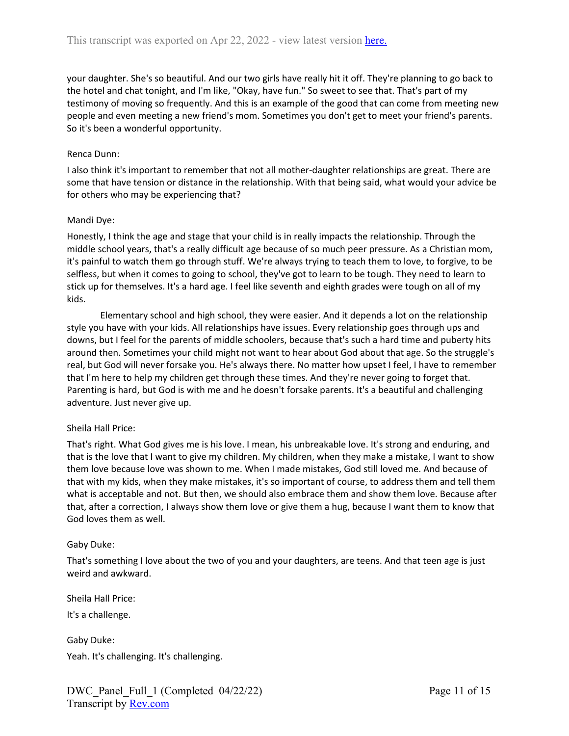your daughter. She's so beautiful. And our two girls have really hit it off. They're planning to go back to the hotel and chat tonight, and I'm like, "Okay, have fun." So sweet to see that. That's part of my testimony of moving so frequently. And this is an example of the good that can come from meeting new people and even meeting a new friend's mom. Sometimes you don't get to meet your friend's parents. So it's been a wonderful opportunity.

Renca Dunn:

I also think it's important to remember that not all mother-daughter relationships are great. There are some that have tension or distance in the relationship. With that being said, what would your advice be for others who may be experiencing that?

Mandi Dye:

Honestly, I think the age and stage that your child is in really impacts the relationship. Through the middle school years, that's a really difficult age because of so much peer pressure. As a Christian mom, it's painful to watch them go through stuff. We're always trying to teach them to love, to forgive, to be selfless, but when it comes to going to school, they've got to learn to be tough. They need to learn to stick up for themselves. It's a hard age. I feel like seventh and eighth grades were tough on all of my kids.

Elementary school and high school, they were easier. And it depends a lot on the relationship style you have with your kids. All relationships have issues. Every relationship goes through ups and downs, but I feel for the parents of middle schoolers, because that's such a hard time and puberty hits around then. Sometimes your child might not want to hear about God about that age. So the struggle's real, but God will never forsake you. He's always there. No matter how upset I feel, I have to remember that I'm here to help my children get through these times. And they're never going to forget that. Parenting is hard, but God is with me and he doesn't forsake parents. It's a beautiful and challenging adventure. Just never give up.

Sheila Hall Price:

That's right. What God gives me is his love. I mean, his unbreakable love. It's strong and enduring, and that is the love that I want to give my children. My children, when they make a mistake, I want to show them love because love was shown to me. When I made mistakes, God still loved me. And because of that with my kids, when they make mistakes, it's so important of course, to address them and tell them what is acceptable and not. But then, we should also embrace them and show them love. Because after that, after a correction, I always show them love or give them a hug, because I want them to know that God loves them as well.

Gaby Duke:

That's something I love about the two of you and your daughters, are teens. And that teen age is just weird and awkward.

Sheila Hall Price:

It's a challenge.

Gaby Duke:

Yeah. It's challenging. It's challenging.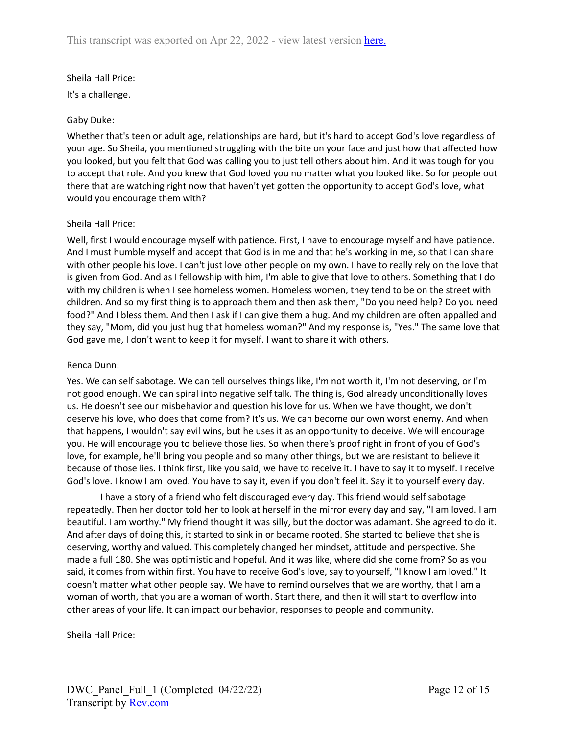Sheila Hall Price:

It's a challenge.

Gaby Duke:

Whether that's teen or adult age, relationships are hard, but it's hard to accept God's love regardless of your age. So Sheila, you mentioned struggling with the bite on your face and just how that affected how you looked, but you felt that God was calling you to just tell others about him. And it was tough for you to accept that role. And you knew that God loved you no matter what you looked like. So for people out there that are watching right now that haven't yet gotten the opportunity to accept God's love, what would you encourage them with?

Sheila Hall Price:

Well, first I would encourage myself with patience. First, I have to encourage myself and have patience. And I must humble myself and accept that God is in me and that he's working in me, so that I can share with other people his love. I can't just love other people on my own. I have to really rely on the love that is given from God. And as I fellowship with him, I'm able to give that love to others. Something that I do with my children is when I see homeless women. Homeless women, they tend to be on the street with children. And so my first thing is to approach them and then ask them, "Do you need help? Do you need food?" And I bless them. And then I ask if I can give them a hug. And my children are often appalled and they say, "Mom, did you just hug that homeless woman?" And my response is, "Yes." The same love that God gave me, I don't want to keep it for myself. I want to share it with others.

Renca Dunn:

Yes. We can self sabotage. We can tell ourselves things like, I'm not worth it, I'm not deserving, or I'm not good enough. We can spiral into negative self talk. The thing is, God already unconditionally loves us. He doesn't see our misbehavior and question his love for us. When we have thought, we don't deserve his love, who does that come from? It's us. We can become our own worst enemy. And when that happens, I wouldn't say evil wins, but he uses it as an opportunity to deceive. We will encourage you. He will encourage you to believe those lies. So when there's proof right in front of you of God's love, for example, he'll bring you people and so many other things, but we are resistant to believe it because of those lies. I think first, like you said, we have to receive it. I have to say it to myself. I receive God's love. I know I am loved. You have to say it, even if you don't feel it. Say it to yourself every day.

I have a story of a friend who felt discouraged every day. This friend would self sabotage repeatedly. Then her doctor told her to look at herself in the mirror every day and say, "I am loved. I am beautiful. I am worthy." My friend thought it was silly, but the doctor was adamant. She agreed to do it. And after days of doing this, it started to sink in or became rooted. She started to believe that she is deserving, worthy and valued. This completely changed her mindset, attitude and perspective. She made a full 180. She was optimistic and hopeful. And it was like, where did she come from? So as you said, it comes from within first. You have to receive God's love, say to yourself, "I know I am loved." It doesn't matter what other people say. We have to remind ourselves that we are worthy, that I am a woman of worth, that you are a woman of worth. Start there, and then it will start to overflow into other areas of your life. It can impact our behavior, responses to people and community.

Sheila Hall Price: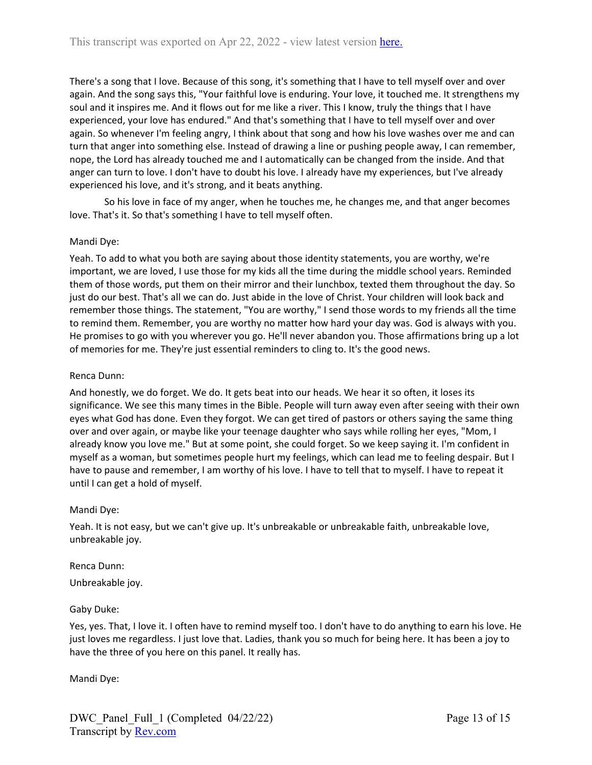There's a song that I love. Because of this song, it's something that I have to tell myself over and over again. And the song says this, "Your faithful love is enduring. Your love, it touched me. It strengthens my soul and it inspires me. And it flows out for me like a river. This I know, truly the things that I have experienced, your love has endured." And that's something that I have to tell myself over and over again. So whenever I'm feeling angry, I think about that song and how his love washes over me and can turn that anger into something else. Instead of drawing a line or pushing people away, I can remember, nope, the Lord has already touched me and I automatically can be changed from the inside. And that anger can turn to love. I don't have to doubt his love. I already have my experiences, but I've already experienced his love, and it's strong, and it beats anything.

So his love in face of my anger, when he touches me, he changes me, and that anger becomes love. That's it. So that's something I have to tell myself often.

Mandi Dye:

Yeah. To add to what you both are saying about those identity statements, you are worthy, we're important, we are loved, I use those for my kids all the time during the middle school years. Reminded them of those words, put them on their mirror and their lunchbox, texted them throughout the day. So just do our best. That's all we can do. Just abide in the love of Christ. Your children will look back and remember those things. The statement, "You are worthy," I send those words to my friends all the time to remind them. Remember, you are worthy no matter how hard your day was. God is always with you. He promises to go with you wherever you go. He'll never abandon you. Those affirmations bring up a lot of memories for me. They're just essential reminders to cling to. It's the good news.

Renca Dunn:

And honestly, we do forget. We do. It gets beat into our heads. We hear it so often, it loses its significance. We see this many times in the Bible. People will turn away even after seeing with their own eyes what God has done. Even they forgot. We can get tired of pastors or others saying the same thing over and over again, or maybe like your teenage daughter who says while rolling her eyes, "Mom, I already know you love me." But at some point, she could forget. So we keep saying it. I'm confident in myself as a woman, but sometimes people hurt my feelings, which can lead me to feeling despair. But I have to pause and remember, I am worthy of his love. I have to tell that to myself. I have to repeat it until I can get a hold of myself.

Mandi Dye:

Yeah. It is not easy, but we can't give up. It's unbreakable or unbreakable faith, unbreakable love, unbreakable joy.

Renca Dunn:

Unbreakable joy.

Gaby Duke:

Yes, yes. That, I love it. I often have to remind myself too. I don't have to do anything to earn his love. He just loves me regardless. I just love that. Ladies, thank you so much for being here. It has been a joy to have the three of you here on this panel. It really has.

Mandi Dye: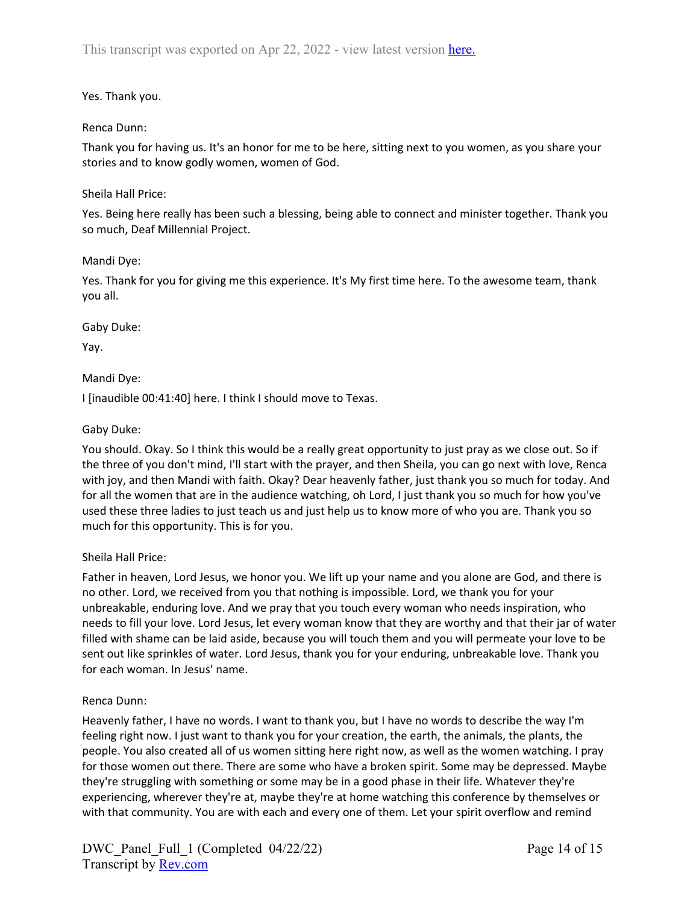Yes. Thank you.

Renca Dunn:

Thank you for having us. It's an honor for me to be here, sitting next to you women, as you share your stories and to know godly women, women of God.

Sheila Hall Price:

Yes. Being here really has been such a blessing, being able to connect and minister together. Thank you so much, Deaf Millennial Project.

Mandi Dye:

Yes. Thank for you for giving me this experience. It's My first time here. To the awesome team, thank you all.

Gaby Duke:

Yay.

Mandi Dye:

I [inaudible 00:41:40] here. I think I should move to Texas.

Gaby Duke:

You should. Okay. So I think this would be a really great opportunity to just pray as we close out. So if the three of you don't mind, I'll start with the prayer, and then Sheila, you can go next with love, Renca with joy, and then Mandi with faith. Okay? Dear heavenly father, just thank you so much for today. And for all the women that are in the audience watching, oh Lord, I just thank you so much for how you've used these three ladies to just teach us and just help us to know more of who you are. Thank you so much for this opportunity. This is for you.

Sheila Hall Price:

Father in heaven, Lord Jesus, we honor you. We lift up your name and you alone are God, and there is no other. Lord, we received from you that nothing is impossible. Lord, we thank you for your unbreakable, enduring love. And we pray that you touch every woman who needs inspiration, who needs to fill your love. Lord Jesus, let every woman know that they are worthy and that their jar of water filled with shame can be laid aside, because you will touch them and you will permeate your love to be sent out like sprinkles of water. Lord Jesus, thank you for your enduring, unbreakable love. Thank you for each woman. In Jesus' name.

Renca Dunn:

Heavenly father, I have no words. I want to thank you, but I have no words to describe the way I'm feeling right now. I just want to thank you for your creation, the earth, the animals, the plants, the people. You also created all of us women sitting here right now, as well as the women watching. I pray for those women out there. There are some who have a broken spirit. Some may be depressed. Maybe they're struggling with something or some may be in a good phase in their life. Whatever they're experiencing, wherever they're at, maybe they're at home watching this conference by themselves or with that community. You are with each and every one of them. Let your spirit overflow and remind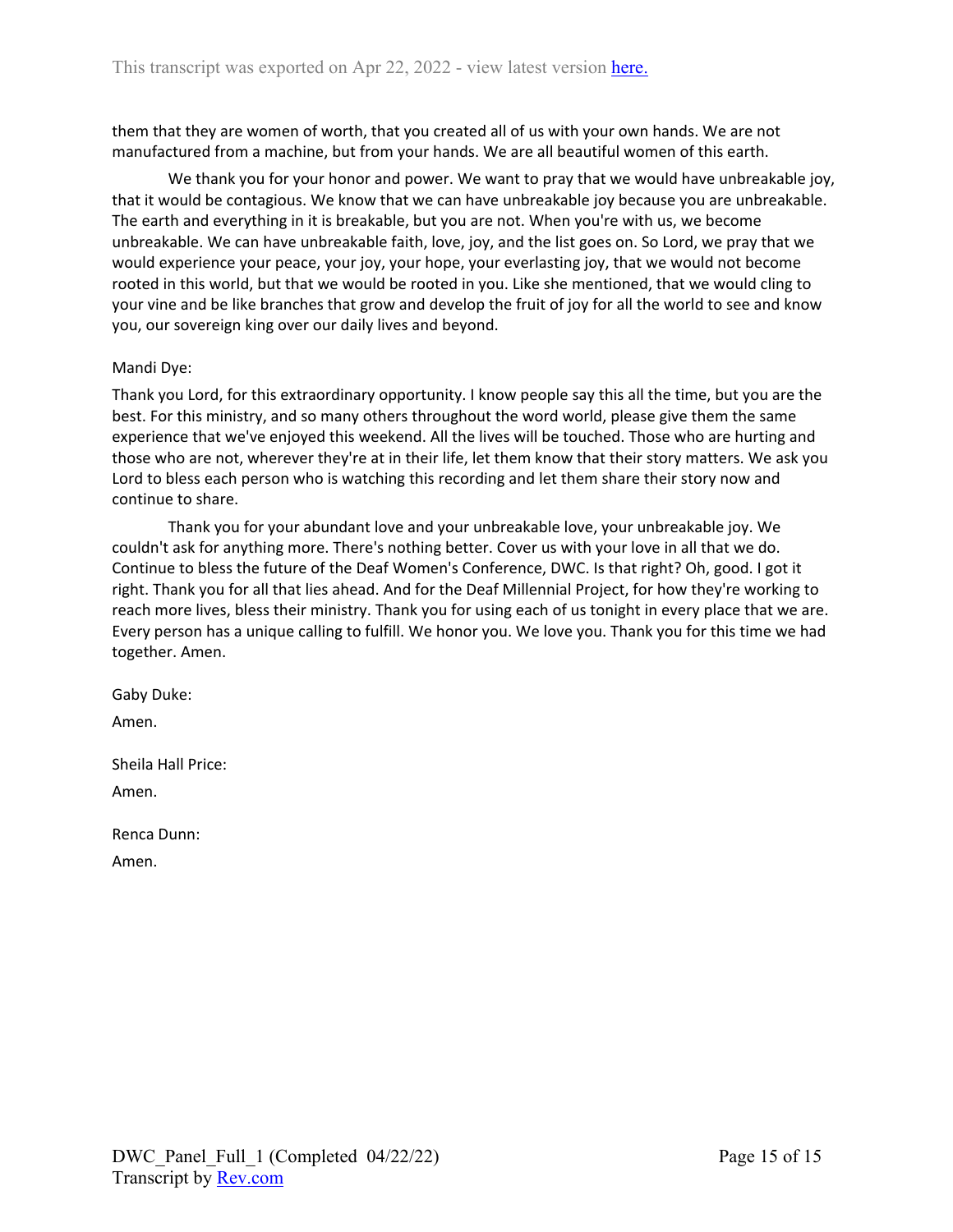them that they are women of worth, that you created all of us with your own hands. We are not manufactured from a machine, but from your hands. We are all beautiful women of this earth.

We thank you for your honor and power. We want to pray that we would have unbreakable joy, that it would be contagious. We know that we can have unbreakable joy because you are unbreakable. The earth and everything in it is breakable, but you are not. When you're with us, we become unbreakable. We can have unbreakable faith, love, joy, and the list goes on. So Lord, we pray that we would experience your peace, your joy, your hope, your everlasting joy, that we would not become rooted in this world, but that we would be rooted in you. Like she mentioned, that we would cling to your vine and be like branches that grow and develop the fruit of joy for all the world to see and know you, our sovereign king over our daily lives and beyond.

Mandi Dye:

Thank you Lord, for this extraordinary opportunity. I know people say this all the time, but you are the best. For this ministry, and so many others throughout the word world, please give them the same experience that we've enjoyed this weekend. All the lives will be touched. Those who are hurting and those who are not, wherever they're at in their life, let them know that their story matters. We ask you Lord to bless each person who is watching this recording and let them share their story now and continue to share.

Thank you for your abundant love and your unbreakable love, your unbreakable joy. We couldn't ask for anything more. There's nothing better. Cover us with your love in all that we do. Continue to bless the future of the Deaf Women's Conference, DWC. Is that right? Oh, good. I got it right. Thank you for all that lies ahead. And for the Deaf Millennial Project, for how they're working to reach more lives, bless their ministry. Thank you for using each of us tonight in every place that we are. Every person has a unique calling to fulfill. We honor you. We love you. Thank you for this time we had together. Amen.

Gaby Duke:

Amen.

Sheila Hall Price:

Amen.

Renca Dunn:

Amen.